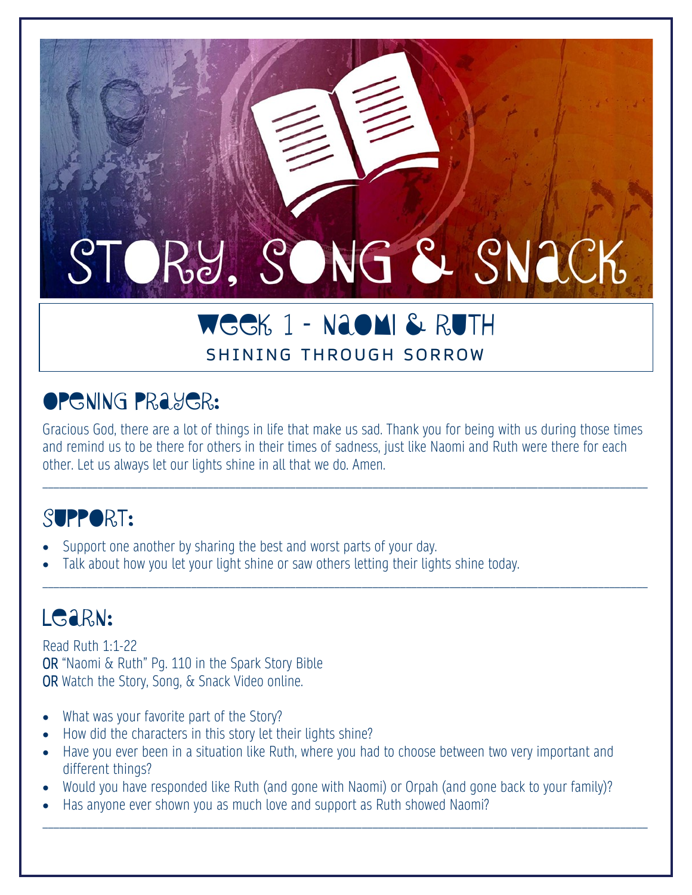# Story, Song & Snack

## Week 1 - Naomi & Ruth

SHINING THROUGH SORROW

## Opening Prayer:

Gracious God, there are a lot of things in life that make us sad. Thank you for being with us during those times and remind us to be there for others in their times of sadness, just like Naomi and Ruth were there for each other. Let us always let our lights shine in all that we do. Amen.

---

## Support:

- Support one another by sharing the best and worst parts of your day.
- Talk about how you let your light shine or saw others letting their lights shine today.

---

## Learn:

Read Ruth 1:1-22
**OR** "Naomi & Ruth" Pg. 110 in the Spark Story Bible
**OR** Watch the Story, Song, & Snack Video online.

- What was your favorite part of the Story?
- How did the characters in this story let their lights shine?
- Have you ever been in a situation like Ruth, where you had to choose between two very important and different things?
- Would you have responded like Ruth (and gone with Naomi) or Orpah (and gone back to your family)?
- Has anyone ever shown you as much love and support as Ruth showed Naomi?

---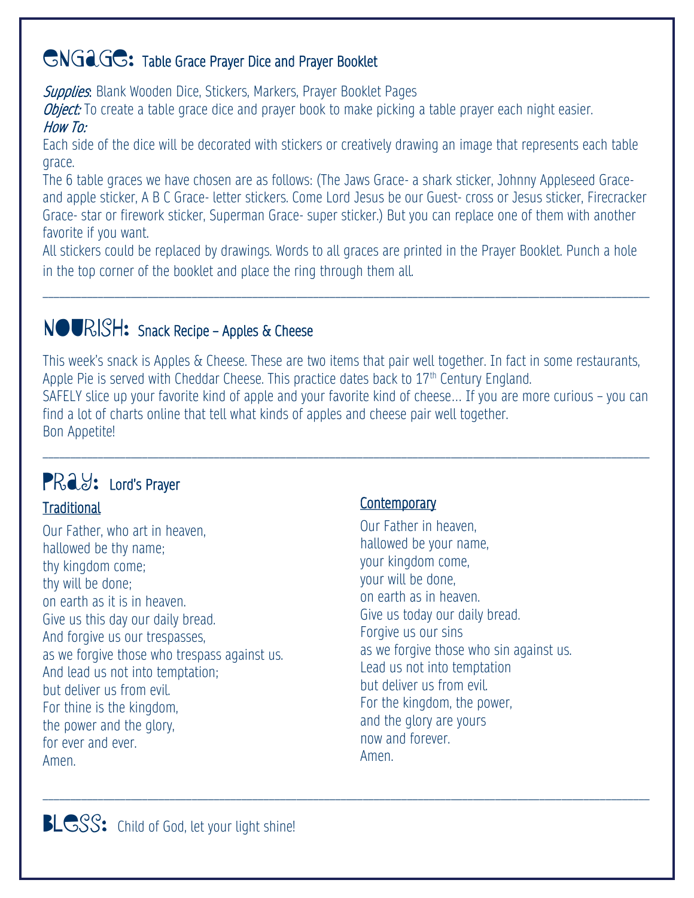## Engage: Table Grace Prayer Dice and Prayer Booklet

*Supplies*: Blank Wooden Dice, Stickers, Markers, Prayer Booklet Pages

*Object:* To create a table grace dice and prayer book to make picking a table prayer each night easier.

*How To:*

Each side of the dice will be decorated with stickers or creatively drawing an image that represents each table grace.

The 6 table graces we have chosen are as follows: (The Jaws Grace- a shark sticker, Johnny Appleseed Grace- and apple sticker, A B C Grace- letter stickers. Come Lord Jesus be our Guest- cross or Jesus sticker, Firecracker Grace- star or firework sticker, Superman Grace- super sticker.) But you can replace one of them with another favorite if you want.

All stickers could be replaced by drawings. Words to all graces are printed in the Prayer Booklet. Punch a hole in the top corner of the booklet and place the ring through them all.

---

## Nourish: Snack Recipe – Apples & Cheese

This week's snack is Apples & Cheese. These are two items that pair well together. In fact in some restaurants, Apple Pie is served with Cheddar Cheese. This practice dates back to 17th Century England.

SAFELY slice up your favorite kind of apple and your favorite kind of cheese… If you are more curious – you can find a lot of charts online that tell what kinds of apples and cheese pair well together.

Bon Appetite!

---

## Pray: Lord's Prayer

### Traditional

Our Father, who art in heaven,
hallowed be thy name;
thy kingdom come;
thy will be done;
on earth as it is in heaven.
Give us this day our daily bread.
And forgive us our trespasses,
as we forgive those who trespass against us.
And lead us not into temptation;
but deliver us from evil.
For thine is the kingdom,
the power and the glory,
for ever and ever.
Amen.

### Contemporary

Our Father in heaven,
hallowed be your name,
your kingdom come,
your will be done,
on earth as in heaven.
Give us today our daily bread.
Forgive us our sins
as we forgive those who sin against us.
Lead us not into temptation
but deliver us from evil.
For the kingdom, the power,
and the glory are yours
now and forever.
Amen.

---

## Bless: Child of God, let your light shine!